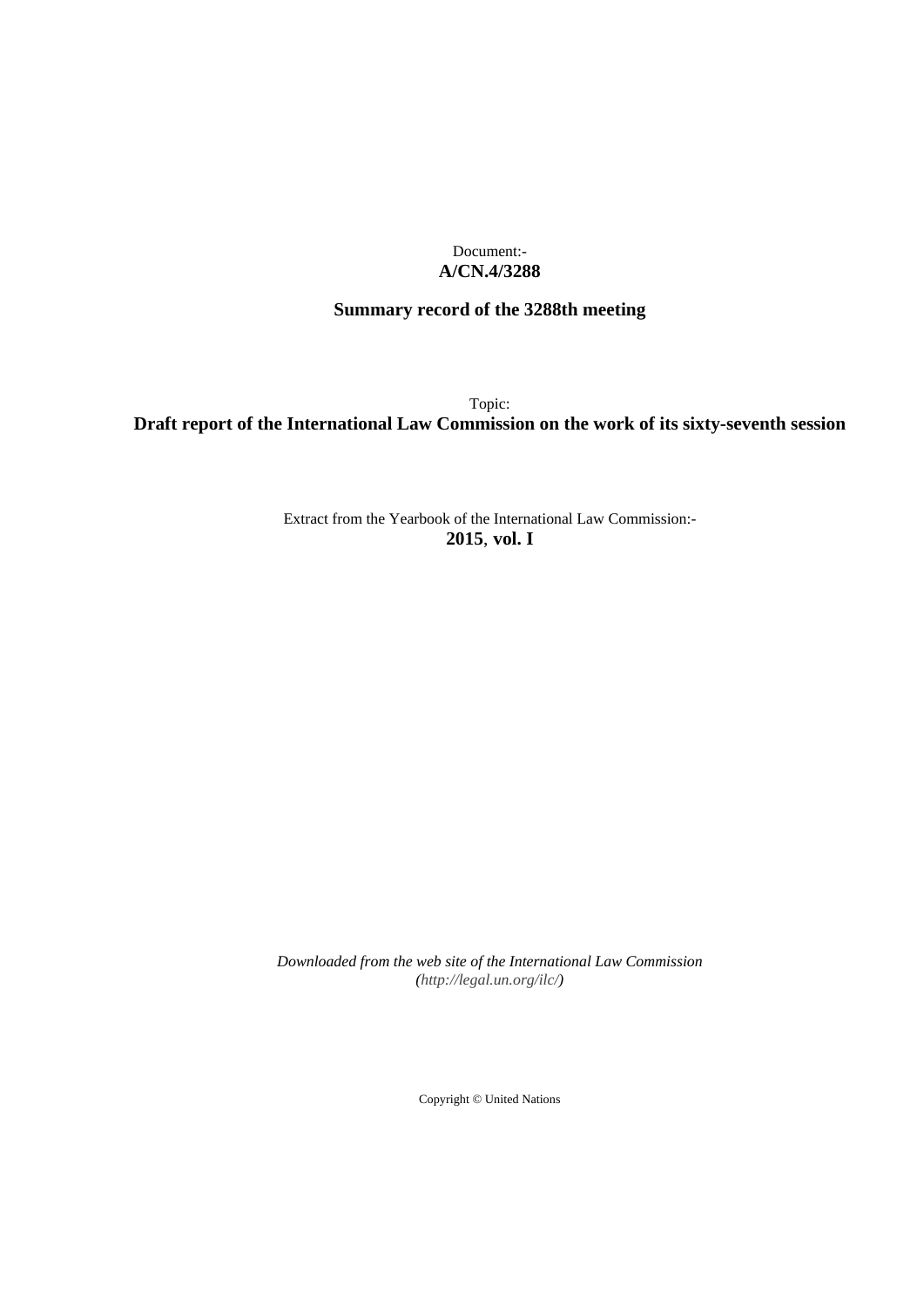Document:-
**A/CN.4/3288**

**Summary record of the 3288th meeting**

Topic:
**Draft report of the International Law Commission on the work of its sixty-seventh session**

Extract from the Yearbook of the International Law Commission:-
**2015**, **vol. I**

*Downloaded from the web site of the International Law Commission (http://legal.un.org/ilc/)*

Copyright © United Nations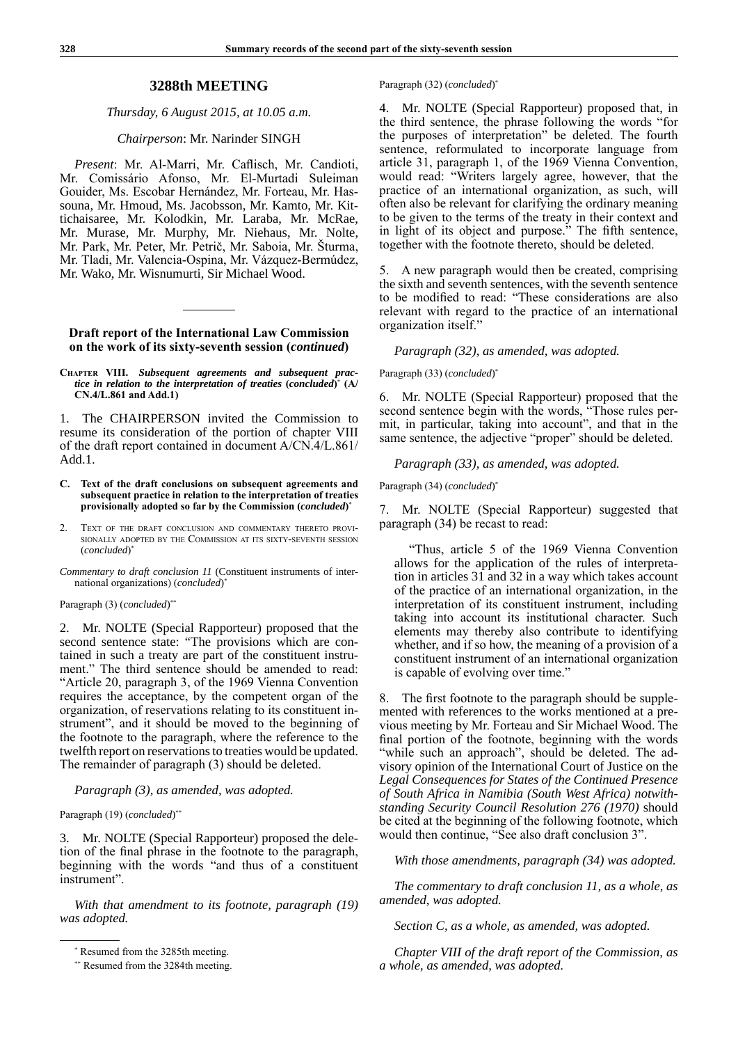## 3288th MEETING

*Thursday, 6 August 2015, at 10.05 a.m.*

*Chairperson*: Mr. Narinder SINGH

*Present*: Mr. Al-Marri, Mr. Caflisch, Mr. Candioti, Mr. Comissário Afonso, Mr. El-Murtadi Suleiman Gouider, Ms. Escobar Hernández, Mr. Forteau, Mr. Hassouna, Mr. Hmoud, Ms. Jacobsson, Mr. Kamto, Mr. Kittichaisaree, Mr. Kolodkin, Mr. Laraba, Mr. McRae, Mr. Murase, Mr. Murphy, Mr. Niehaus, Mr. Nolte, Mr. Park, Mr. Peter, Mr. Petrič, Mr. Saboia, Mr. Šturma, Mr. Tladi, Mr. Valencia-Ospina, Mr. Vázquez-Bermúdez, Mr. Wako, Mr. Wisnumurti, Sir Michael Wood.

---

### Draft report of the International Law Commission on the work of its sixty-seventh session (*continued*)

**CHAPTER VIII. *Subsequent agreements and subsequent practice in relation to the interpretation of treaties* (*concluded*)[*] (A/CN.4/L.861 and Add.1)**

1. The CHAIRPERSON invited the Commission to resume its consideration of the portion of chapter VIII of the draft report contained in document A/CN.4/L.861/Add.1.

**C. Text of the draft conclusions on subsequent agreements and subsequent practice in relation to the interpretation of treaties provisionally adopted so far by the Commission (*concluded*)[*]**

2. TEXT OF THE DRAFT CONCLUSION AND COMMENTARY THERETO PROVISIONALLY ADOPTED BY THE COMMISSION AT ITS SIXTY-SEVENTH SESSION (*concluded*)[*]

*Commentary to draft conclusion 11* (Constituent instruments of international organizations) (*concluded*)[*]

Paragraph (3) (*concluded*)[**]

2. Mr. NOLTE (Special Rapporteur) proposed that the second sentence state: "The provisions which are contained in such a treaty are part of the constituent instrument." The third sentence should be amended to read: "Article 20, paragraph 3, of the 1969 Vienna Convention requires the acceptance, by the competent organ of the organization, of reservations relating to its constituent instrument", and it should be moved to the beginning of the footnote to the paragraph, where the reference to the twelfth report on reservations to treaties would be updated. The remainder of paragraph (3) should be deleted.

*Paragraph (3), as amended, was adopted.*

Paragraph (19) (*concluded*)[**]

3. Mr. NOLTE (Special Rapporteur) proposed the deletion of the final phrase in the footnote to the paragraph, beginning with the words "and thus of a constituent instrument".

*With that amendment to its footnote, paragraph (19) was adopted.*

Paragraph (32) (*concluded*)[*]

4. Mr. NOLTE (Special Rapporteur) proposed that, in the third sentence, the phrase following the words "for the purposes of interpretation" be deleted. The fourth sentence, reformulated to incorporate language from article 31, paragraph 1, of the 1969 Vienna Convention, would read: "Writers largely agree, however, that the practice of an international organization, as such, will often also be relevant for clarifying the ordinary meaning to be given to the terms of the treaty in their context and in light of its object and purpose." The fifth sentence, together with the footnote thereto, should be deleted.

5. A new paragraph would then be created, comprising the sixth and seventh sentences, with the seventh sentence to be modified to read: "These considerations are also relevant with regard to the practice of an international organization itself."

*Paragraph (32), as amended, was adopted.*

Paragraph (33) (*concluded*)[*]

6. Mr. NOLTE (Special Rapporteur) proposed that the second sentence begin with the words, "Those rules permit, in particular, taking into account", and that in the same sentence, the adjective "proper" should be deleted.

*Paragraph (33), as amended, was adopted.*

Paragraph (34) (*concluded*)[*]

7. Mr. NOLTE (Special Rapporteur) suggested that paragraph (34) be recast to read:

> "Thus, article 5 of the 1969 Vienna Convention allows for the application of the rules of interpretation in articles 31 and 32 in a way which takes account of the practice of an international organization, in the interpretation of its constituent instrument, including taking into account its institutional character. Such elements may thereby also contribute to identifying whether, and if so how, the meaning of a provision of a constituent instrument of an international organization is capable of evolving over time."

8. The first footnote to the paragraph should be supplemented with references to the works mentioned at a previous meeting by Mr. Forteau and Sir Michael Wood. The final portion of the footnote, beginning with the words "while such an approach", should be deleted. The advisory opinion of the International Court of Justice on the *Legal Consequences for States of the Continued Presence of South Africa in Namibia (South West Africa) notwithstanding Security Council Resolution 276 (1970)* should be cited at the beginning of the following footnote, which would then continue, "See also draft conclusion 3".

*With those amendments, paragraph (34) was adopted.*

*The commentary to draft conclusion 11, as a whole, as amended, was adopted.*

*Section C, as a whole, as amended, was adopted.*

*Chapter VIII of the draft report of the Commission, as a whole, as amended, was adopted.*

---

[*] Resumed from the 3285th meeting.

[**] Resumed from the 3284th meeting.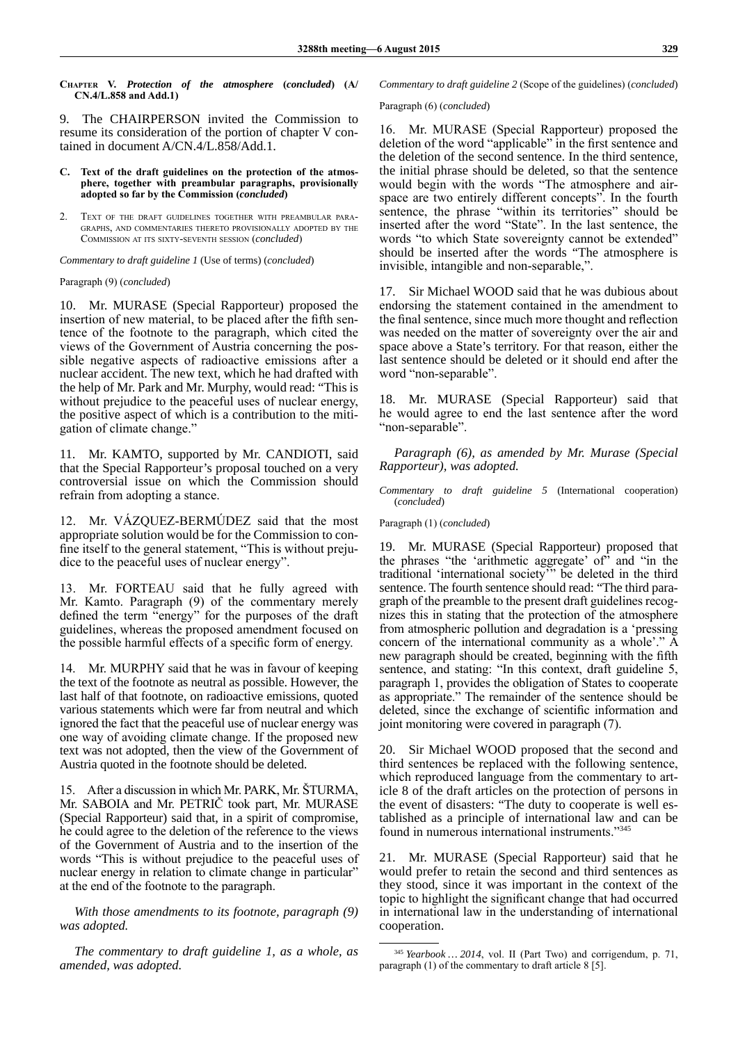**Chapter V. *Protection of the atmosphere* (*concluded*) (A/CN.4/L.858 and Add.1)**

9. The CHAIRPERSON invited the Commission to resume its consideration of the portion of chapter V contained in document A/CN.4/L.858/Add.1.

**C. Text of the draft guidelines on the protection of the atmosphere, together with preambular paragraphs, provisionally adopted so far by the Commission (*concluded*)**

2. Text of the draft guidelines together with preambular paragraphs, and commentaries thereto provisionally adopted by the Commission at its sixty-seventh session (*concluded*)

*Commentary to draft guideline 1* (Use of terms) (*concluded*)

Paragraph (9) (*concluded*)

10. Mr. MURASE (Special Rapporteur) proposed the insertion of new material, to be placed after the fifth sentence of the footnote to the paragraph, which cited the views of the Government of Austria concerning the possible negative aspects of radioactive emissions after a nuclear accident. The new text, which he had drafted with the help of Mr. Park and Mr. Murphy, would read: "This is without prejudice to the peaceful uses of nuclear energy, the positive aspect of which is a contribution to the mitigation of climate change."

11. Mr. KAMTO, supported by Mr. CANDIOTI, said that the Special Rapporteur's proposal touched on a very controversial issue on which the Commission should refrain from adopting a stance.

12. Mr. VÁZQUEZ-BERMÚDEZ said that the most appropriate solution would be for the Commission to confine itself to the general statement, "This is without prejudice to the peaceful uses of nuclear energy".

13. Mr. FORTEAU said that he fully agreed with Mr. Kamto. Paragraph (9) of the commentary merely defined the term "energy" for the purposes of the draft guidelines, whereas the proposed amendment focused on the possible harmful effects of a specific form of energy.

14. Mr. MURPHY said that he was in favour of keeping the text of the footnote as neutral as possible. However, the last half of that footnote, on radioactive emissions, quoted various statements which were far from neutral and which ignored the fact that the peaceful use of nuclear energy was one way of avoiding climate change. If the proposed new text was not adopted, then the view of the Government of Austria quoted in the footnote should be deleted.

15. After a discussion in which Mr. PARK, Mr. ŠTURMA, Mr. SABOIA and Mr. PETRIČ took part, Mr. MURASE (Special Rapporteur) said that, in a spirit of compromise, he could agree to the deletion of the reference to the views of the Government of Austria and to the insertion of the words "This is without prejudice to the peaceful uses of nuclear energy in relation to climate change in particular" at the end of the footnote to the paragraph.

*With those amendments to its footnote, paragraph (9) was adopted.*

*The commentary to draft guideline 1, as a whole, as amended, was adopted.*

*Commentary to draft guideline 2* (Scope of the guidelines) (*concluded*)

Paragraph (6) (*concluded*)

16. Mr. MURASE (Special Rapporteur) proposed the deletion of the word "applicable" in the first sentence and the deletion of the second sentence. In the third sentence, the initial phrase should be deleted, so that the sentence would begin with the words "The atmosphere and airspace are two entirely different concepts". In the fourth sentence, the phrase "within its territories" should be inserted after the word "State". In the last sentence, the words "to which State sovereignty cannot be extended" should be inserted after the words "The atmosphere is invisible, intangible and non-separable,".

17. Sir Michael WOOD said that he was dubious about endorsing the statement contained in the amendment to the final sentence, since much more thought and reflection was needed on the matter of sovereignty over the air and space above a State's territory. For that reason, either the last sentence should be deleted or it should end after the word "non-separable".

18. Mr. MURASE (Special Rapporteur) said that he would agree to end the last sentence after the word "non-separable".

*Paragraph (6), as amended by Mr. Murase (Special Rapporteur), was adopted.*

*Commentary to draft guideline 5* (International cooperation) (*concluded*)

Paragraph (1) (*concluded*)

19. Mr. MURASE (Special Rapporteur) proposed that the phrases "the 'arithmetic aggregate' of" and "in the traditional 'international society'" be deleted in the third sentence. The fourth sentence should read: "The third paragraph of the preamble to the present draft guidelines recognizes this in stating that the protection of the atmosphere from atmospheric pollution and degradation is a 'pressing concern of the international community as a whole'." A new paragraph should be created, beginning with the fifth sentence, and stating: "In this context, draft guideline 5, paragraph 1, provides the obligation of States to cooperate as appropriate." The remainder of the sentence should be deleted, since the exchange of scientific information and joint monitoring were covered in paragraph (7).

20. Sir Michael WOOD proposed that the second and third sentences be replaced with the following sentence, which reproduced language from the commentary to article 8 of the draft articles on the protection of persons in the event of disasters: "The duty to cooperate is well established as a principle of international law and can be found in numerous international instruments."[345]

21. Mr. MURASE (Special Rapporteur) said that he would prefer to retain the second and third sentences as they stood, since it was important in the context of the topic to highlight the significant change that had occurred in international law in the understanding of international cooperation.

---

[345] *Yearbook … 2014*, vol. II (Part Two) and corrigendum, p. 71, paragraph (1) of the commentary to draft article 8 [5].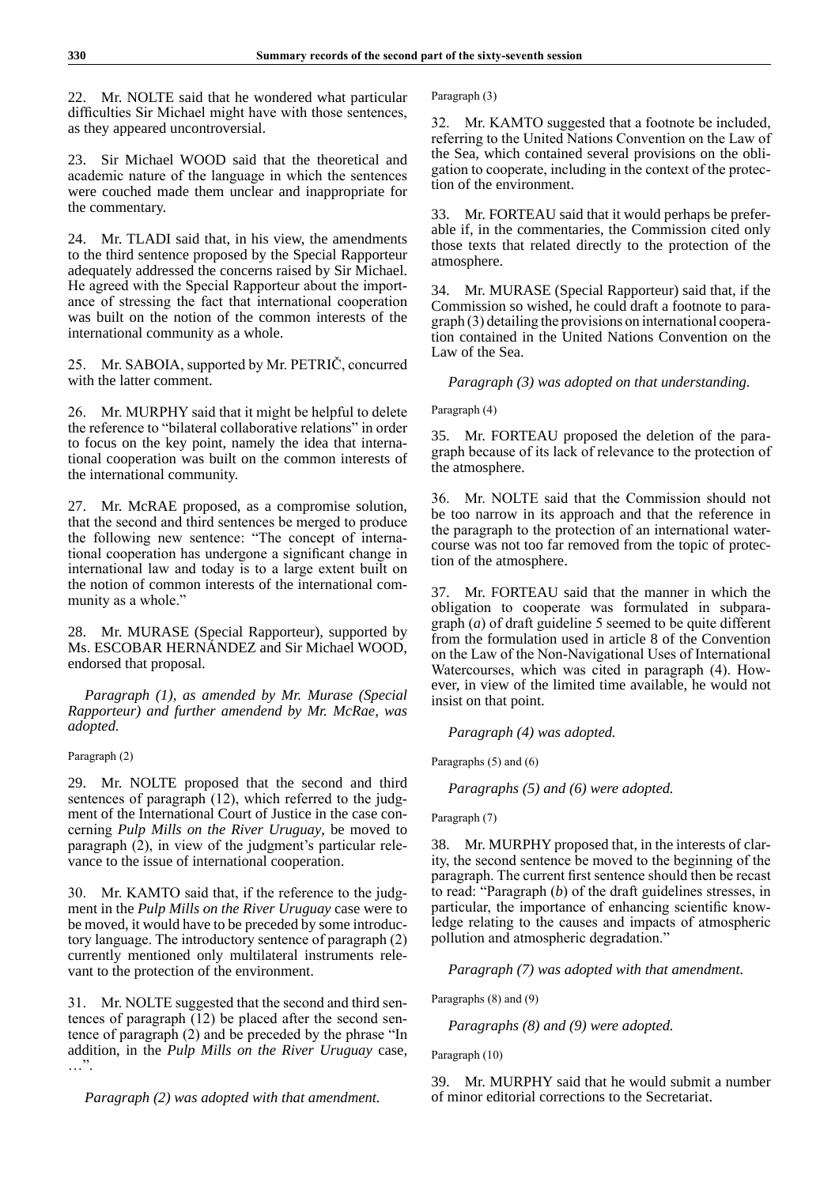22. Mr. NOLTE said that he wondered what particular difficulties Sir Michael might have with those sentences, as they appeared uncontroversial.

23. Sir Michael WOOD said that the theoretical and academic nature of the language in which the sentences were couched made them unclear and inappropriate for the commentary.

24. Mr. TLADI said that, in his view, the amendments to the third sentence proposed by the Special Rapporteur adequately addressed the concerns raised by Sir Michael. He agreed with the Special Rapporteur about the importance of stressing the fact that international cooperation was built on the notion of the common interests of the international community as a whole.

25. Mr. SABOIA, supported by Mr. PETRIČ, concurred with the latter comment.

26. Mr. MURPHY said that it might be helpful to delete the reference to "bilateral collaborative relations" in order to focus on the key point, namely the idea that international cooperation was built on the common interests of the international community.

27. Mr. McRAE proposed, as a compromise solution, that the second and third sentences be merged to produce the following new sentence: "The concept of international cooperation has undergone a significant change in international law and today is to a large extent built on the notion of common interests of the international community as a whole."

28. Mr. MURASE (Special Rapporteur), supported by Ms. ESCOBAR HERNÁNDEZ and Sir Michael WOOD, endorsed that proposal.

*Paragraph (1), as amended by Mr. Murase (Special Rapporteur) and further amendend by Mr. McRae, was adopted.*

Paragraph (2)

29. Mr. NOLTE proposed that the second and third sentences of paragraph (12), which referred to the judgment of the International Court of Justice in the case concerning *Pulp Mills on the River Uruguay*, be moved to paragraph (2), in view of the judgment's particular relevance to the issue of international cooperation.

30. Mr. KAMTO said that, if the reference to the judgment in the *Pulp Mills on the River Uruguay* case were to be moved, it would have to be preceded by some introductory language. The introductory sentence of paragraph (2) currently mentioned only multilateral instruments relevant to the protection of the environment.

31. Mr. NOLTE suggested that the second and third sentences of paragraph (12) be placed after the second sentence of paragraph (2) and be preceded by the phrase "In addition, in the *Pulp Mills on the River Uruguay* case, …".

*Paragraph (2) was adopted with that amendment.*

Paragraph (3)

32. Mr. KAMTO suggested that a footnote be included, referring to the United Nations Convention on the Law of the Sea, which contained several provisions on the obligation to cooperate, including in the context of the protection of the environment.

33. Mr. FORTEAU said that it would perhaps be preferable if, in the commentaries, the Commission cited only those texts that related directly to the protection of the atmosphere.

34. Mr. MURASE (Special Rapporteur) said that, if the Commission so wished, he could draft a footnote to paragraph (3) detailing the provisions on international cooperation contained in the United Nations Convention on the Law of the Sea.

*Paragraph (3) was adopted on that understanding.*

Paragraph (4)

35. Mr. FORTEAU proposed the deletion of the paragraph because of its lack of relevance to the protection of the atmosphere.

36. Mr. NOLTE said that the Commission should not be too narrow in its approach and that the reference in the paragraph to the protection of an international watercourse was not too far removed from the topic of protection of the atmosphere.

37. Mr. FORTEAU said that the manner in which the obligation to cooperate was formulated in subparagraph (*a*) of draft guideline 5 seemed to be quite different from the formulation used in article 8 of the Convention on the Law of the Non-Navigational Uses of International Watercourses, which was cited in paragraph (4). However, in view of the limited time available, he would not insist on that point.

*Paragraph (4) was adopted.*

Paragraphs (5) and (6)

*Paragraphs (5) and (6) were adopted.*

Paragraph (7)

38. Mr. MURPHY proposed that, in the interests of clarity, the second sentence be moved to the beginning of the paragraph. The current first sentence should then be recast to read: "Paragraph (*b*) of the draft guidelines stresses, in particular, the importance of enhancing scientific knowledge relating to the causes and impacts of atmospheric pollution and atmospheric degradation."

*Paragraph (7) was adopted with that amendment.*

Paragraphs (8) and (9)

*Paragraphs (8) and (9) were adopted.*

Paragraph (10)

39. Mr. MURPHY said that he would submit a number of minor editorial corrections to the Secretariat.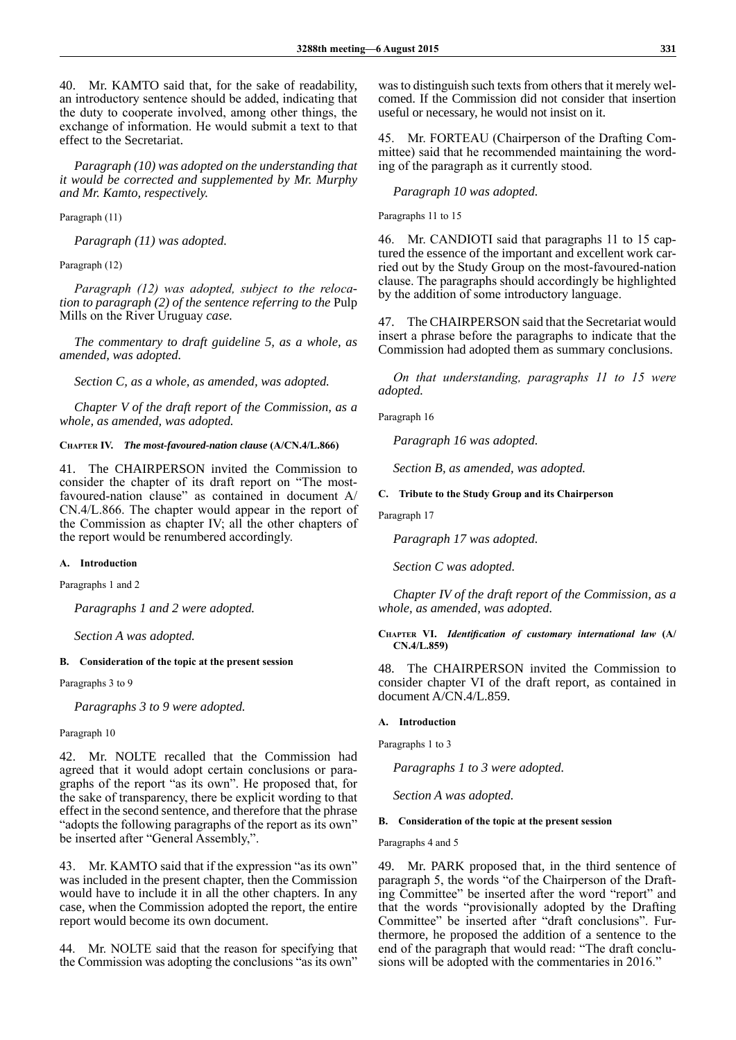40. Mr. KAMTO said that, for the sake of readability, an introductory sentence should be added, indicating that the duty to cooperate involved, among other things, the exchange of information. He would submit a text to that effect to the Secretariat.

*Paragraph (10) was adopted on the understanding that it would be corrected and supplemented by Mr. Murphy and Mr. Kamto, respectively.*

Paragraph (11)

*Paragraph (11) was adopted.*

Paragraph (12)

*Paragraph (12) was adopted, subject to the relocation to paragraph (2) of the sentence referring to the* Pulp Mills on the River Uruguay *case.*

*The commentary to draft guideline 5, as a whole, as amended, was adopted.*

*Section C, as a whole, as amended, was adopted.*

*Chapter V of the draft report of the Commission, as a whole, as amended, was adopted.*

#### CHAPTER IV. *The most-favoured-nation clause* (A/CN.4/L.866)

41. The CHAIRPERSON invited the Commission to consider the chapter of its draft report on "The most-favoured-nation clause" as contained in document A/CN.4/L.866. The chapter would appear in the report of the Commission as chapter IV; all the other chapters of the report would be renumbered accordingly.

##### A. Introduction

Paragraphs 1 and 2

*Paragraphs 1 and 2 were adopted.*

*Section A was adopted.*

##### B. Consideration of the topic at the present session

Paragraphs 3 to 9

*Paragraphs 3 to 9 were adopted.*

Paragraph 10

42. Mr. NOLTE recalled that the Commission had agreed that it would adopt certain conclusions or paragraphs of the report "as its own". He proposed that, for the sake of transparency, there be explicit wording to that effect in the second sentence, and therefore that the phrase "adopts the following paragraphs of the report as its own" be inserted after "General Assembly,".

43. Mr. KAMTO said that if the expression "as its own" was included in the present chapter, then the Commission would have to include it in all the other chapters. In any case, when the Commission adopted the report, the entire report would become its own document.

44. Mr. NOLTE said that the reason for specifying that the Commission was adopting the conclusions "as its own" was to distinguish such texts from others that it merely welcomed. If the Commission did not consider that insertion useful or necessary, he would not insist on it.

45. Mr. FORTEAU (Chairperson of the Drafting Committee) said that he recommended maintaining the wording of the paragraph as it currently stood.

*Paragraph 10 was adopted.*

Paragraphs 11 to 15

46. Mr. CANDIOTI said that paragraphs 11 to 15 captured the essence of the important and excellent work carried out by the Study Group on the most-favoured-nation clause. The paragraphs should accordingly be highlighted by the addition of some introductory language.

47. The CHAIRPERSON said that the Secretariat would insert a phrase before the paragraphs to indicate that the Commission had adopted them as summary conclusions.

*On that understanding, paragraphs 11 to 15 were adopted.*

Paragraph 16

*Paragraph 16 was adopted.*

*Section B, as amended, was adopted.*

##### C. Tribute to the Study Group and its Chairperson

Paragraph 17

*Paragraph 17 was adopted.*

*Section C was adopted.*

*Chapter IV of the draft report of the Commission, as a whole, as amended, was adopted.*

#### CHAPTER VI. *Identification of customary international law* (A/CN.4/L.859)

48. The CHAIRPERSON invited the Commission to consider chapter VI of the draft report, as contained in document A/CN.4/L.859.

##### A. Introduction

Paragraphs 1 to 3

*Paragraphs 1 to 3 were adopted.*

*Section A was adopted.*

##### B. Consideration of the topic at the present session

Paragraphs 4 and 5

49. Mr. PARK proposed that, in the third sentence of paragraph 5, the words "of the Chairperson of the Drafting Committee" be inserted after the word "report" and that the words "provisionally adopted by the Drafting Committee" be inserted after "draft conclusions". Furthermore, he proposed the addition of a sentence to the end of the paragraph that would read: "The draft conclusions will be adopted with the commentaries in 2016."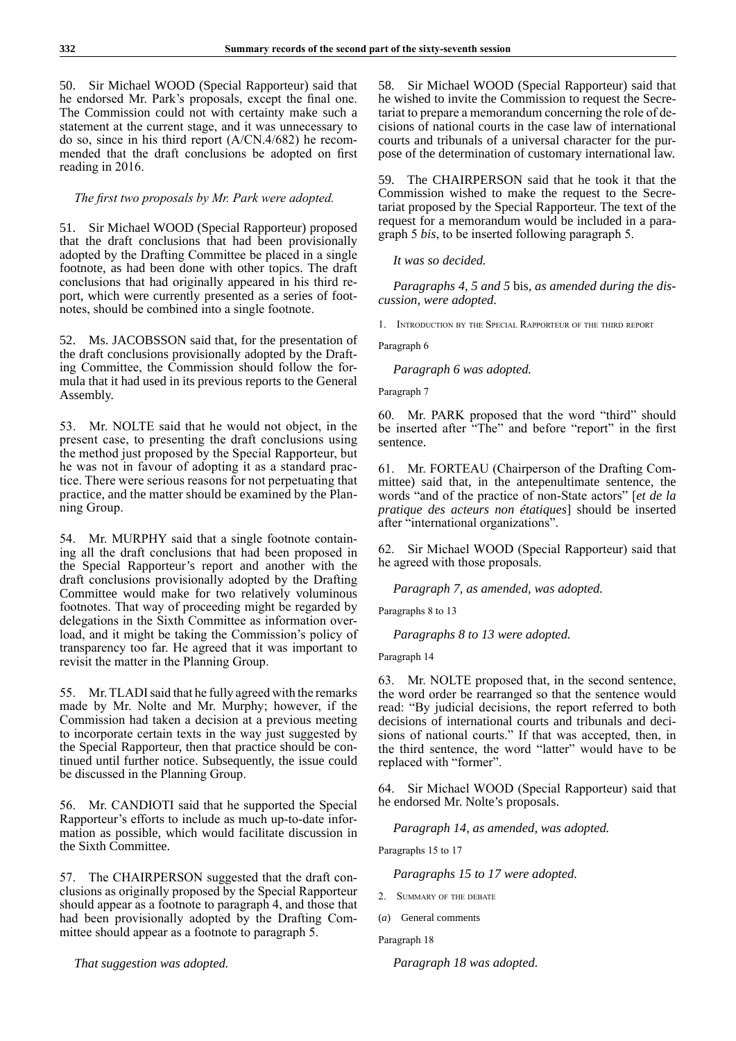50. Sir Michael WOOD (Special Rapporteur) said that he endorsed Mr. Park's proposals, except the final one. The Commission could not with certainty make such a statement at the current stage, and it was unnecessary to do so, since in his third report (A/CN.4/682) he recommended that the draft conclusions be adopted on first reading in 2016.

*The first two proposals by Mr. Park were adopted.*

51. Sir Michael WOOD (Special Rapporteur) proposed that the draft conclusions that had been provisionally adopted by the Drafting Committee be placed in a single footnote, as had been done with other topics. The draft conclusions that had originally appeared in his third report, which were currently presented as a series of footnotes, should be combined into a single footnote.

52. Ms. JACOBSSON said that, for the presentation of the draft conclusions provisionally adopted by the Drafting Committee, the Commission should follow the formula that it had used in its previous reports to the General Assembly.

53. Mr. NOLTE said that he would not object, in the present case, to presenting the draft conclusions using the method just proposed by the Special Rapporteur, but he was not in favour of adopting it as a standard practice. There were serious reasons for not perpetuating that practice, and the matter should be examined by the Planning Group.

54. Mr. MURPHY said that a single footnote containing all the draft conclusions that had been proposed in the Special Rapporteur's report and another with the draft conclusions provisionally adopted by the Drafting Committee would make for two relatively voluminous footnotes. That way of proceeding might be regarded by delegations in the Sixth Committee as information overload, and it might be taking the Commission's policy of transparency too far. He agreed that it was important to revisit the matter in the Planning Group.

55. Mr. TLADI said that he fully agreed with the remarks made by Mr. Nolte and Mr. Murphy; however, if the Commission had taken a decision at a previous meeting to incorporate certain texts in the way just suggested by the Special Rapporteur, then that practice should be continued until further notice. Subsequently, the issue could be discussed in the Planning Group.

56. Mr. CANDIOTI said that he supported the Special Rapporteur's efforts to include as much up-to-date information as possible, which would facilitate discussion in the Sixth Committee.

57. The CHAIRPERSON suggested that the draft conclusions as originally proposed by the Special Rapporteur should appear as a footnote to paragraph 4, and those that had been provisionally adopted by the Drafting Committee should appear as a footnote to paragraph 5.

*That suggestion was adopted.*

58. Sir Michael WOOD (Special Rapporteur) said that he wished to invite the Commission to request the Secretariat to prepare a memorandum concerning the role of decisions of national courts in the case law of international courts and tribunals of a universal character for the purpose of the determination of customary international law.

59. The CHAIRPERSON said that he took it that the Commission wished to make the request to the Secretariat proposed by the Special Rapporteur. The text of the request for a memorandum would be included in a paragraph 5 *bis*, to be inserted following paragraph 5.

*It was so decided.*

*Paragraphs 4, 5 and 5* bis, *as amended during the discussion, were adopted.*

1. Introduction by the Special Rapporteur of the third report

Paragraph 6

*Paragraph 6 was adopted.*

Paragraph 7

60. Mr. PARK proposed that the word "third" should be inserted after "The" and before "report" in the first sentence.

61. Mr. FORTEAU (Chairperson of the Drafting Committee) said that, in the antepenultimate sentence, the words "and of the practice of non-State actors" [*et de la pratique des acteurs non étatiques*] should be inserted after "international organizations".

62. Sir Michael WOOD (Special Rapporteur) said that he agreed with those proposals.

*Paragraph 7, as amended, was adopted.*

Paragraphs 8 to 13

*Paragraphs 8 to 13 were adopted.*

Paragraph 14

63. Mr. NOLTE proposed that, in the second sentence, the word order be rearranged so that the sentence would read: "By judicial decisions, the report referred to both decisions of international courts and tribunals and decisions of national courts." If that was accepted, then, in the third sentence, the word "latter" would have to be replaced with "former".

64. Sir Michael WOOD (Special Rapporteur) said that he endorsed Mr. Nolte's proposals.

*Paragraph 14, as amended, was adopted.*

Paragraphs 15 to 17

*Paragraphs 15 to 17 were adopted.*

2. Summary of the debate

(*a*) General comments

Paragraph 18

*Paragraph 18 was adopted.*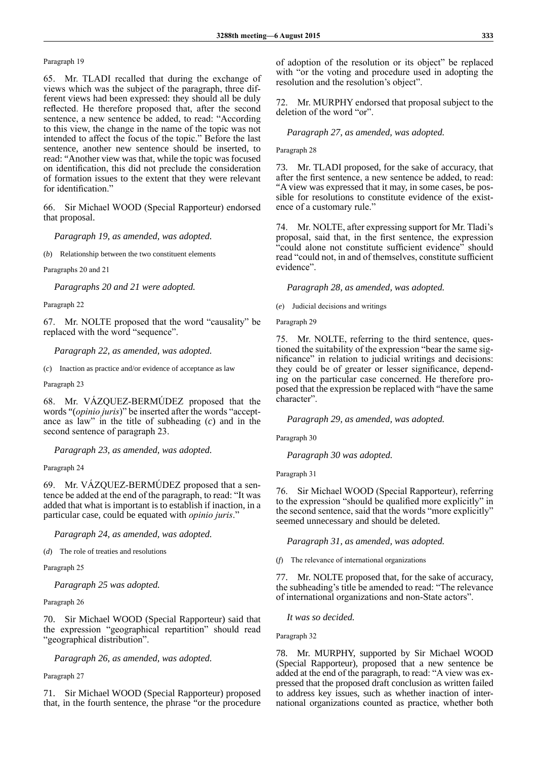Paragraph 19

65. Mr. TLADI recalled that during the exchange of views which was the subject of the paragraph, three different views had been expressed: they should all be duly reflected. He therefore proposed that, after the second sentence, a new sentence be added, to read: "According to this view, the change in the name of the topic was not intended to affect the focus of the topic." Before the last sentence, another new sentence should be inserted, to read: "Another view was that, while the topic was focused on identification, this did not preclude the consideration of formation issues to the extent that they were relevant for identification."

66. Sir Michael WOOD (Special Rapporteur) endorsed that proposal.

*Paragraph 19, as amended, was adopted.*

(*b*) Relationship between the two constituent elements

Paragraphs 20 and 21

*Paragraphs 20 and 21 were adopted.*

Paragraph 22

67. Mr. NOLTE proposed that the word "causality" be replaced with the word "sequence".

*Paragraph 22, as amended, was adopted.*

(*c*) Inaction as practice and/or evidence of acceptance as law

Paragraph 23

68. Mr. VÁZQUEZ-BERMÚDEZ proposed that the words "(*opinio juris*)" be inserted after the words "acceptance as law" in the title of subheading (*c*) and in the second sentence of paragraph 23.

*Paragraph 23, as amended, was adopted.*

Paragraph 24

69. Mr. VÁZQUEZ-BERMÚDEZ proposed that a sentence be added at the end of the paragraph, to read: "It was added that what is important is to establish if inaction, in a particular case, could be equated with *opinio juris*."

*Paragraph 24, as amended, was adopted.*

(*d*) The role of treaties and resolutions

Paragraph 25

*Paragraph 25 was adopted.*

Paragraph 26

70. Sir Michael WOOD (Special Rapporteur) said that the expression "geographical repartition" should read "geographical distribution".

*Paragraph 26, as amended, was adopted.*

Paragraph 27

71. Sir Michael WOOD (Special Rapporteur) proposed that, in the fourth sentence, the phrase "or the procedure of adoption of the resolution or its object" be replaced with "or the voting and procedure used in adopting the resolution and the resolution's object".

72. Mr. MURPHY endorsed that proposal subject to the deletion of the word "or".

*Paragraph 27, as amended, was adopted.*

Paragraph 28

73. Mr. TLADI proposed, for the sake of accuracy, that after the first sentence, a new sentence be added, to read: "A view was expressed that it may, in some cases, be possible for resolutions to constitute evidence of the existence of a customary rule."

74. Mr. NOLTE, after expressing support for Mr. Tladi's proposal, said that, in the first sentence, the expression "could alone not constitute sufficient evidence" should read "could not, in and of themselves, constitute sufficient evidence".

*Paragraph 28, as amended, was adopted.*

(*e*) Judicial decisions and writings

Paragraph 29

75. Mr. NOLTE, referring to the third sentence, questioned the suitability of the expression "bear the same significance" in relation to judicial writings and decisions: they could be of greater or lesser significance, depending on the particular case concerned. He therefore proposed that the expression be replaced with "have the same character".

*Paragraph 29, as amended, was adopted.*

Paragraph 30

*Paragraph 30 was adopted.*

Paragraph 31

76. Sir Michael WOOD (Special Rapporteur), referring to the expression "should be qualified more explicitly" in the second sentence, said that the words "more explicitly" seemed unnecessary and should be deleted.

*Paragraph 31, as amended, was adopted.*

(*f*) The relevance of international organizations

77. Mr. NOLTE proposed that, for the sake of accuracy, the subheading's title be amended to read: "The relevance of international organizations and non-State actors".

*It was so decided.*

Paragraph 32

78. Mr. MURPHY, supported by Sir Michael WOOD (Special Rapporteur), proposed that a new sentence be added at the end of the paragraph, to read: "A view was expressed that the proposed draft conclusion as written failed to address key issues, such as whether inaction of international organizations counted as practice, whether both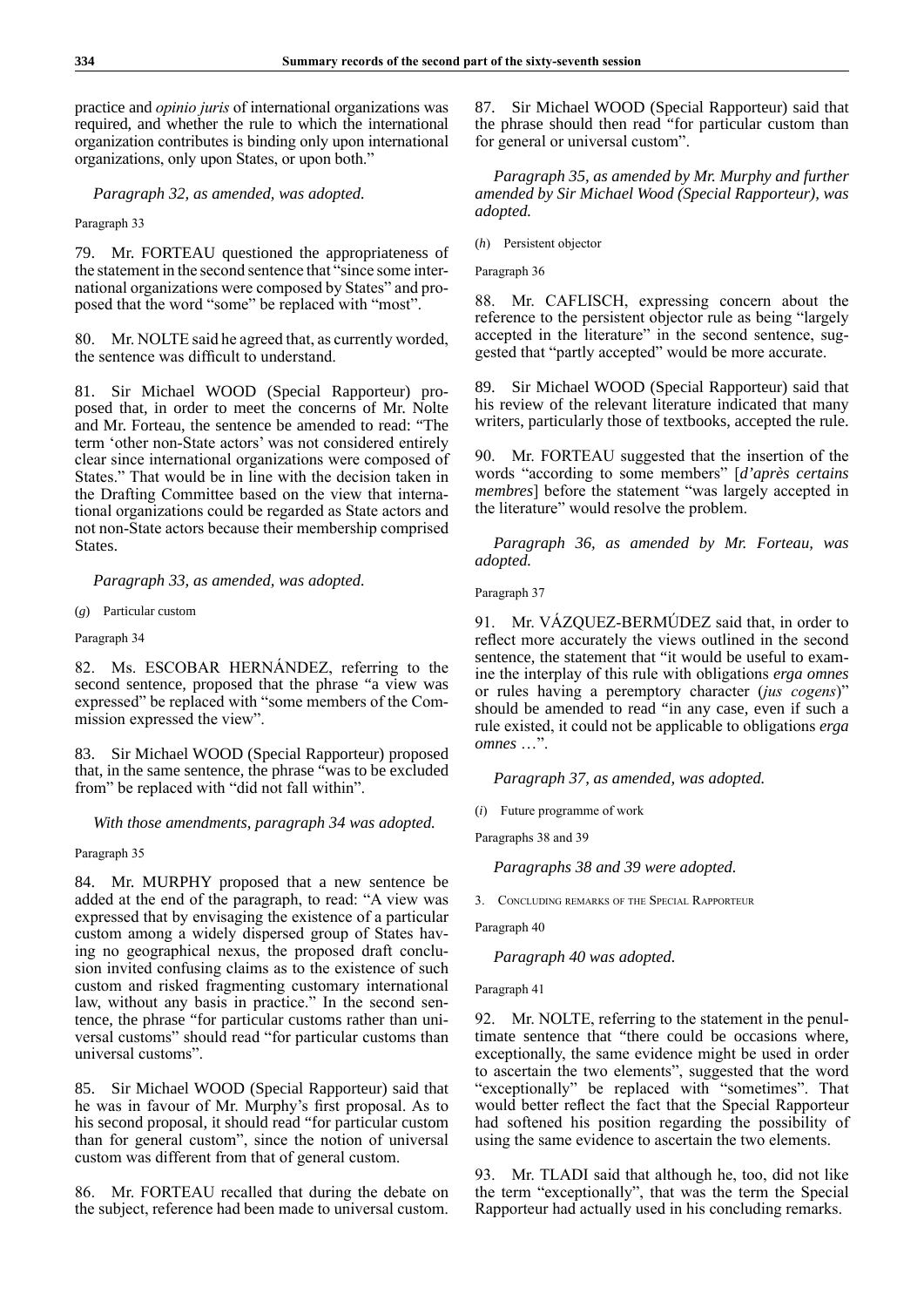practice and *opinio juris* of international organizations was required, and whether the rule to which the international organization contributes is binding only upon international organizations, only upon States, or upon both."

*Paragraph 32, as amended, was adopted.*

Paragraph 33

79. Mr. FORTEAU questioned the appropriateness of the statement in the second sentence that "since some international organizations were composed by States" and proposed that the word "some" be replaced with "most".

80. Mr. NOLTE said he agreed that, as currently worded, the sentence was difficult to understand.

81. Sir Michael WOOD (Special Rapporteur) proposed that, in order to meet the concerns of Mr. Nolte and Mr. Forteau, the sentence be amended to read: "The term 'other non-State actors' was not considered entirely clear since international organizations were composed of States." That would be in line with the decision taken in the Drafting Committee based on the view that international organizations could be regarded as State actors and not non-State actors because their membership comprised States.

*Paragraph 33, as amended, was adopted.*

(*g*) Particular custom

Paragraph 34

82. Ms. ESCOBAR HERNÁNDEZ, referring to the second sentence, proposed that the phrase "a view was expressed" be replaced with "some members of the Commission expressed the view".

83. Sir Michael WOOD (Special Rapporteur) proposed that, in the same sentence, the phrase "was to be excluded from" be replaced with "did not fall within".

*With those amendments, paragraph 34 was adopted.*

Paragraph 35

84. Mr. MURPHY proposed that a new sentence be added at the end of the paragraph, to read: "A view was expressed that by envisaging the existence of a particular custom among a widely dispersed group of States having no geographical nexus, the proposed draft conclusion invited confusing claims as to the existence of such custom and risked fragmenting customary international law, without any basis in practice." In the second sentence, the phrase "for particular customs rather than universal customs" should read "for particular customs than universal customs".

85. Sir Michael WOOD (Special Rapporteur) said that he was in favour of Mr. Murphy's first proposal. As to his second proposal, it should read "for particular custom than for general custom", since the notion of universal custom was different from that of general custom.

86. Mr. FORTEAU recalled that during the debate on the subject, reference had been made to universal custom.

87. Sir Michael WOOD (Special Rapporteur) said that the phrase should then read "for particular custom than for general or universal custom".

*Paragraph 35, as amended by Mr. Murphy and further amended by Sir Michael Wood (Special Rapporteur), was adopted.*

(*h*) Persistent objector

Paragraph 36

88. Mr. CAFLISCH, expressing concern about the reference to the persistent objector rule as being "largely accepted in the literature" in the second sentence, suggested that "partly accepted" would be more accurate.

89. Sir Michael WOOD (Special Rapporteur) said that his review of the relevant literature indicated that many writers, particularly those of textbooks, accepted the rule.

90. Mr. FORTEAU suggested that the insertion of the words "according to some members" [*d'après certains membres*] before the statement "was largely accepted in the literature" would resolve the problem.

*Paragraph 36, as amended by Mr. Forteau, was adopted.*

Paragraph 37

91. Mr. VÁZQUEZ-BERMÚDEZ said that, in order to reflect more accurately the views outlined in the second sentence, the statement that "it would be useful to examine the interplay of this rule with obligations *erga omnes* or rules having a peremptory character (*jus cogens*)" should be amended to read "in any case, even if such a rule existed, it could not be applicable to obligations *erga omnes* …".

*Paragraph 37, as amended, was adopted.*

(*i*) Future programme of work

Paragraphs 38 and 39

*Paragraphs 38 and 39 were adopted.*

3. Concluding remarks of the Special Rapporteur

Paragraph 40

*Paragraph 40 was adopted.*

Paragraph 41

92. Mr. NOLTE, referring to the statement in the penultimate sentence that "there could be occasions where, exceptionally, the same evidence might be used in order to ascertain the two elements", suggested that the word "exceptionally" be replaced with "sometimes". That would better reflect the fact that the Special Rapporteur had softened his position regarding the possibility of using the same evidence to ascertain the two elements.

93. Mr. TLADI said that although he, too, did not like the term "exceptionally", that was the term the Special Rapporteur had actually used in his concluding remarks.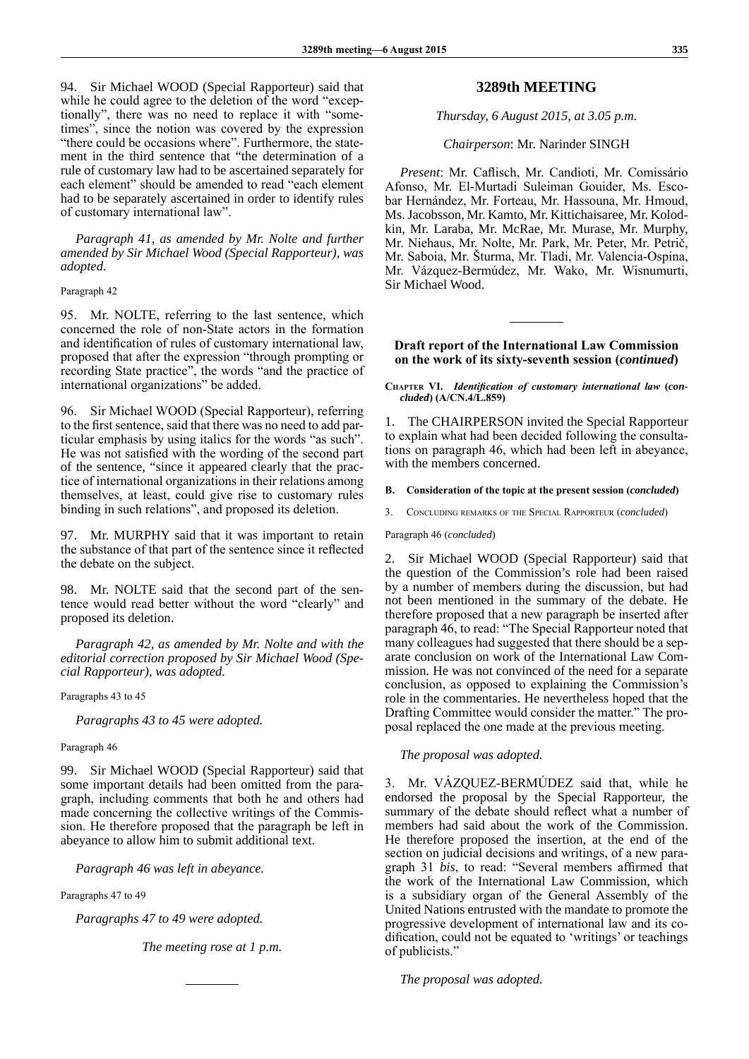94. Sir Michael WOOD (Special Rapporteur) said that while he could agree to the deletion of the word "exceptionally", there was no need to replace it with "sometimes", since the notion was covered by the expression "there could be occasions where". Furthermore, the statement in the third sentence that "the determination of a rule of customary law had to be ascertained separately for each element" should be amended to read "each element had to be separately ascertained in order to identify rules of customary international law".

*Paragraph 41, as amended by Mr. Nolte and further amended by Sir Michael Wood (Special Rapporteur), was adopted.*

Paragraph 42

95. Mr. NOLTE, referring to the last sentence, which concerned the role of non-State actors in the formation and identification of rules of customary international law, proposed that after the expression "through prompting or recording State practice", the words "and the practice of international organizations" be added.

96. Sir Michael WOOD (Special Rapporteur), referring to the first sentence, said that there was no need to add particular emphasis by using italics for the words "as such". He was not satisfied with the wording of the second part of the sentence, "since it appeared clearly that the practice of international organizations in their relations among themselves, at least, could give rise to customary rules binding in such relations", and proposed its deletion.

97. Mr. MURPHY said that it was important to retain the substance of that part of the sentence since it reflected the debate on the subject.

98. Mr. NOLTE said that the second part of the sentence would read better without the word "clearly" and proposed its deletion.

*Paragraph 42, as amended by Mr. Nolte and with the editorial correction proposed by Sir Michael Wood (Special Rapporteur), was adopted.*

Paragraphs 43 to 45

*Paragraphs 43 to 45 were adopted.*

Paragraph 46

99. Sir Michael WOOD (Special Rapporteur) said that some important details had been omitted from the paragraph, including comments that both he and others had made concerning the collective writings of the Commission. He therefore proposed that the paragraph be left in abeyance to allow him to submit additional text.

*Paragraph 46 was left in abeyance.*

Paragraphs 47 to 49

*Paragraphs 47 to 49 were adopted.*

*The meeting rose at 1 p.m.*

## 3289th MEETING

*Thursday, 6 August 2015, at 3.05 p.m.*

*Chairperson*: Mr. Narinder SINGH

*Present*: Mr. Caflisch, Mr. Candioti, Mr. Comissário Afonso, Mr. El-Murtadi Suleiman Gouider, Ms. Escobar Hernández, Mr. Forteau, Mr. Hassouna, Mr. Hmoud, Ms. Jacobsson, Mr. Kamto, Mr. Kittichaisaree, Mr. Kolodkin, Mr. Laraba, Mr. McRae, Mr. Murase, Mr. Murphy, Mr. Niehaus, Mr. Nolte, Mr. Park, Mr. Peter, Mr. Petrič, Mr. Saboia, Mr. Šturma, Mr. Tladi, Mr. Valencia-Ospina, Mr. Vázquez-Bermúdez, Mr. Wako, Mr. Wisnumurti, Sir Michael Wood.

### Draft report of the International Law Commission on the work of its sixty-seventh session (*continued*)

**CHAPTER VI.** ***Identification of customary international law*** **(*concluded*) (A/CN.4/L.859)**

1. The CHAIRPERSON invited the Special Rapporteur to explain what had been decided following the consultations on paragraph 46, which had been left in abeyance, with the members concerned.

**B. Consideration of the topic at the present session (*concluded*)**

3. CONCLUDING REMARKS OF THE SPECIAL RAPPORTEUR (*concluded*)

Paragraph 46 (*concluded*)

2. Sir Michael WOOD (Special Rapporteur) said that the question of the Commission's role had been raised by a number of members during the discussion, but had not been mentioned in the summary of the debate. He therefore proposed that a new paragraph be inserted after paragraph 46, to read: "The Special Rapporteur noted that many colleagues had suggested that there should be a separate conclusion on work of the International Law Commission. He was not convinced of the need for a separate conclusion, as opposed to explaining the Commission's role in the commentaries. He nevertheless hoped that the Drafting Committee would consider the matter." The proposal replaced the one made at the previous meeting.

*The proposal was adopted.*

3. Mr. VÁZQUEZ-BERMÚDEZ said that, while he endorsed the proposal by the Special Rapporteur, the summary of the debate should reflect what a number of members had said about the work of the Commission. He therefore proposed the insertion, at the end of the section on judicial decisions and writings, of a new paragraph 31 *bis*, to read: "Several members affirmed that the work of the International Law Commission, which is a subsidiary organ of the General Assembly of the United Nations entrusted with the mandate to promote the progressive development of international law and its codification, could not be equated to 'writings' or teachings of publicists."

*The proposal was adopted.*